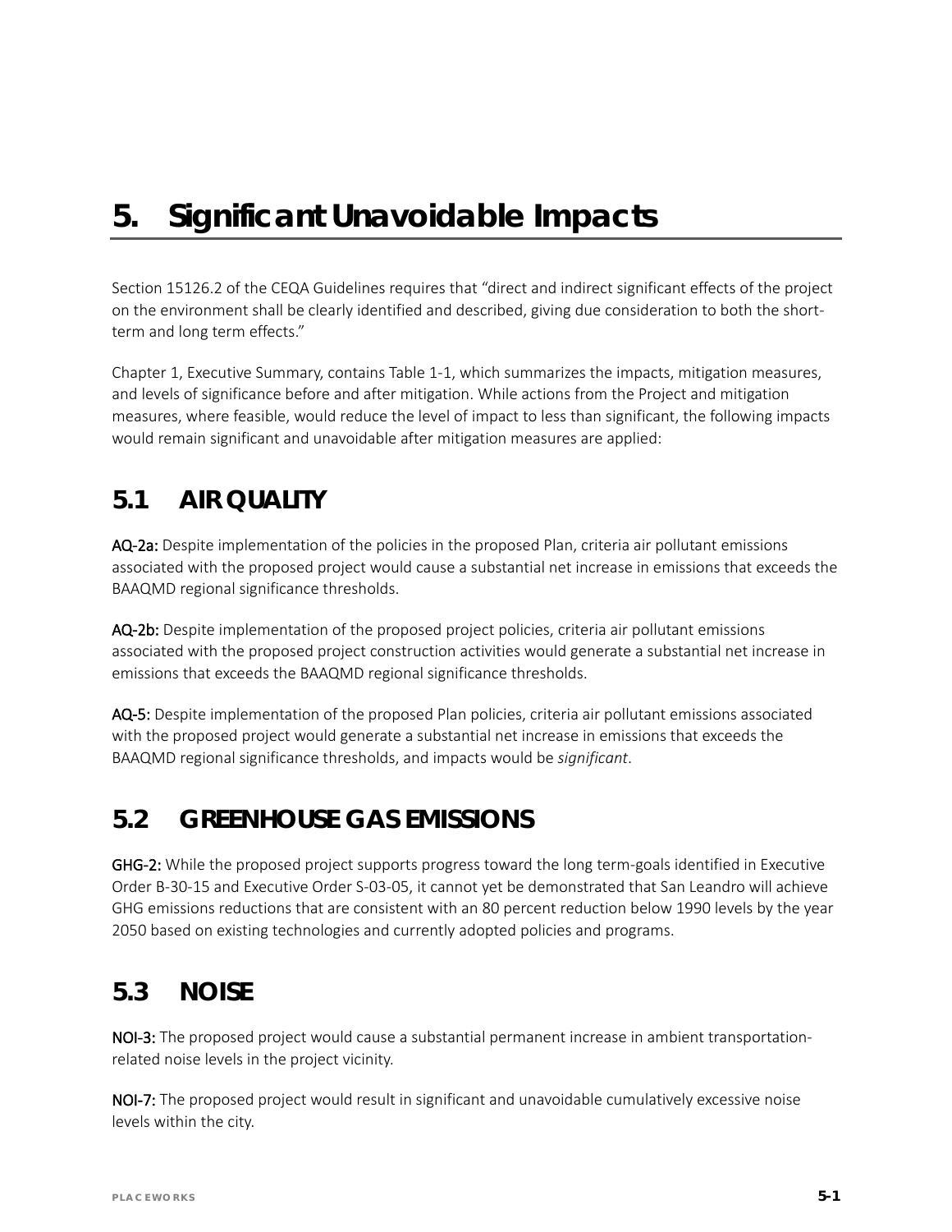# 5. Significant Unavoidable Impacts

Section 15126.2 of the CEQA Guidelines requires that "direct and indirect significant effects of the project on the environment shall be clearly identified and described, giving due consideration to both the short-term and long term effects."

Chapter 1, Executive Summary, contains Table 1-1, which summarizes the impacts, mitigation measures, and levels of significance before and after mitigation. While actions from the Project and mitigation measures, where feasible, would reduce the level of impact to less than significant, the following impacts would remain significant and unavoidable after mitigation measures are applied:

## 5.1 AIR QUALITY

**AQ-2a:** Despite implementation of the policies in the proposed Plan, criteria air pollutant emissions associated with the proposed project would cause a substantial net increase in emissions that exceeds the BAAQMD regional significance thresholds.

**AQ-2b:** Despite implementation of the proposed project policies, criteria air pollutant emissions associated with the proposed project construction activities would generate a substantial net increase in emissions that exceeds the BAAQMD regional significance thresholds.

**AQ-5:** Despite implementation of the proposed Plan policies, criteria air pollutant emissions associated with the proposed project would generate a substantial net increase in emissions that exceeds the BAAQMD regional significance thresholds, and impacts would be *significant*.

## 5.2 GREENHOUSE GAS EMISSIONS

**GHG-2:** While the proposed project supports progress toward the long term-goals identified in Executive Order B-30-15 and Executive Order S-03-05, it cannot yet be demonstrated that San Leandro will achieve GHG emissions reductions that are consistent with an 80 percent reduction below 1990 levels by the year 2050 based on existing technologies and currently adopted policies and programs.

## 5.3 NOISE

**NOI-3:** The proposed project would cause a substantial permanent increase in ambient transportation-related noise levels in the project vicinity.

**NOI-7:** The proposed project would result in significant and unavoidable cumulatively excessive noise levels within the city.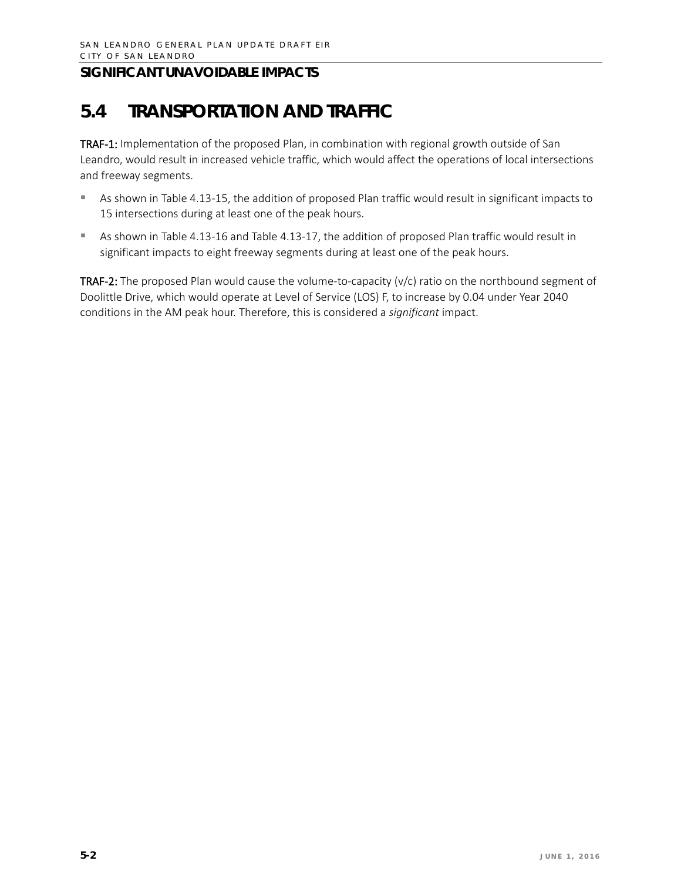## SIGNIFICANT UNAVOIDABLE IMPACTS

# 5.4 TRANSPORTATION AND TRAFFIC

**TRAF-1:** Implementation of the proposed Plan, in combination with regional growth outside of San Leandro, would result in increased vehicle traffic, which would affect the operations of local intersections and freeway segments.

- As shown in Table 4.13-15, the addition of proposed Plan traffic would result in significant impacts to 15 intersections during at least one of the peak hours.
- As shown in Table 4.13-16 and Table 4.13-17, the addition of proposed Plan traffic would result in significant impacts to eight freeway segments during at least one of the peak hours.

**TRAF-2:** The proposed Plan would cause the volume-to-capacity (v/c) ratio on the northbound segment of Doolittle Drive, which would operate at Level of Service (LOS) F, to increase by 0.04 under Year 2040 conditions in the AM peak hour. Therefore, this is considered a *significant* impact.